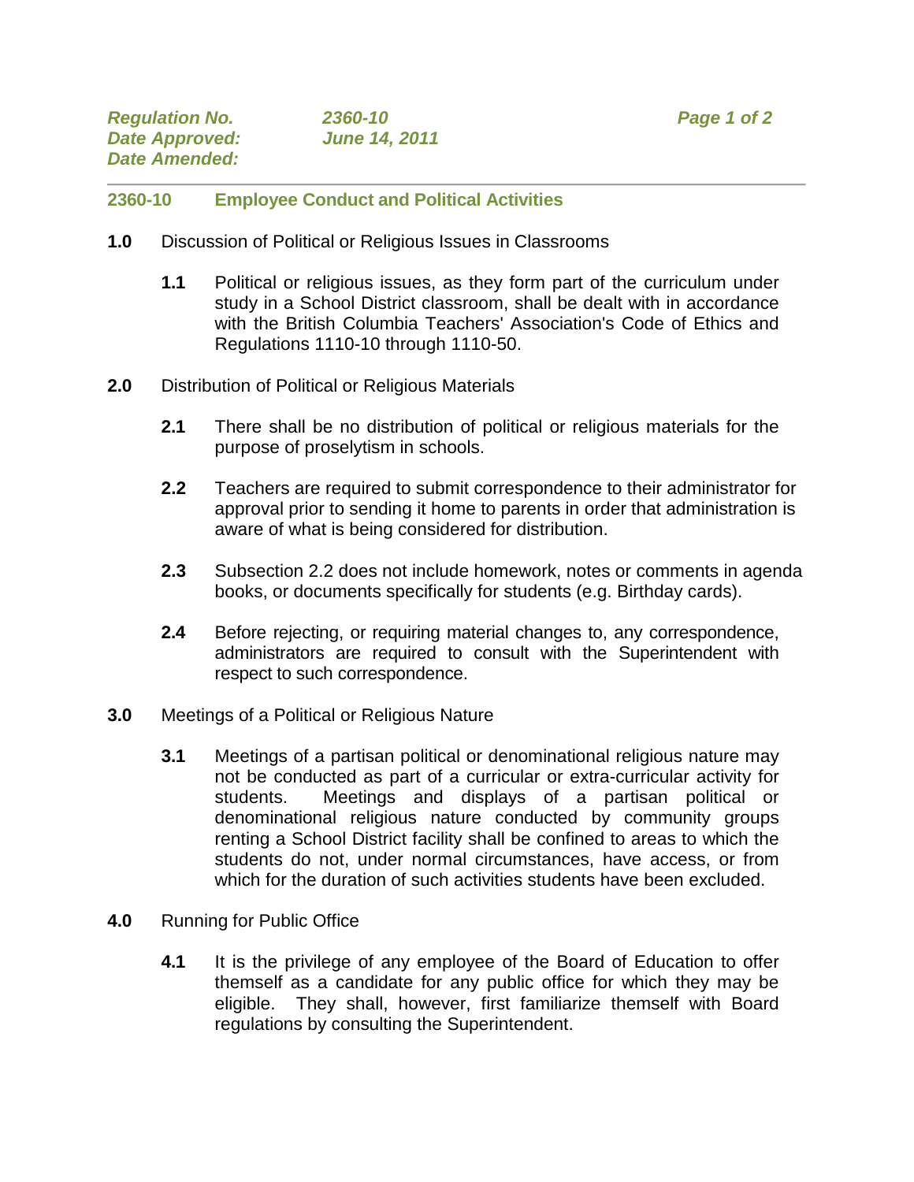*Regulation No.* *2360-10*
*Date Approved:* *June 14, 2011*
*Date Amended:*

## 2360-10 Employee Conduct and Political Activities

**1.0** Discussion of Political or Religious Issues in Classrooms

**1.1** Political or religious issues, as they form part of the curriculum under study in a School District classroom, shall be dealt with in accordance with the British Columbia Teachers' Association's Code of Ethics and Regulations 1110-10 through 1110-50.

**2.0** Distribution of Political or Religious Materials

**2.1** There shall be no distribution of political or religious materials for the purpose of proselytism in schools.

**2.2** Teachers are required to submit correspondence to their administrator for approval prior to sending it home to parents in order that administration is aware of what is being considered for distribution.

**2.3** Subsection 2.2 does not include homework, notes or comments in agenda books, or documents specifically for students (e.g. Birthday cards).

**2.4** Before rejecting, or requiring material changes to, any correspondence, administrators are required to consult with the Superintendent with respect to such correspondence.

**3.0** Meetings of a Political or Religious Nature

**3.1** Meetings of a partisan political or denominational religious nature may not be conducted as part of a curricular or extra-curricular activity for students. Meetings and displays of a partisan political or denominational religious nature conducted by community groups renting a School District facility shall be confined to areas to which the students do not, under normal circumstances, have access, or from which for the duration of such activities students have been excluded.

**4.0** Running for Public Office

**4.1** It is the privilege of any employee of the Board of Education to offer themself as a candidate for any public office for which they may be eligible. They shall, however, first familiarize themself with Board regulations by consulting the Superintendent.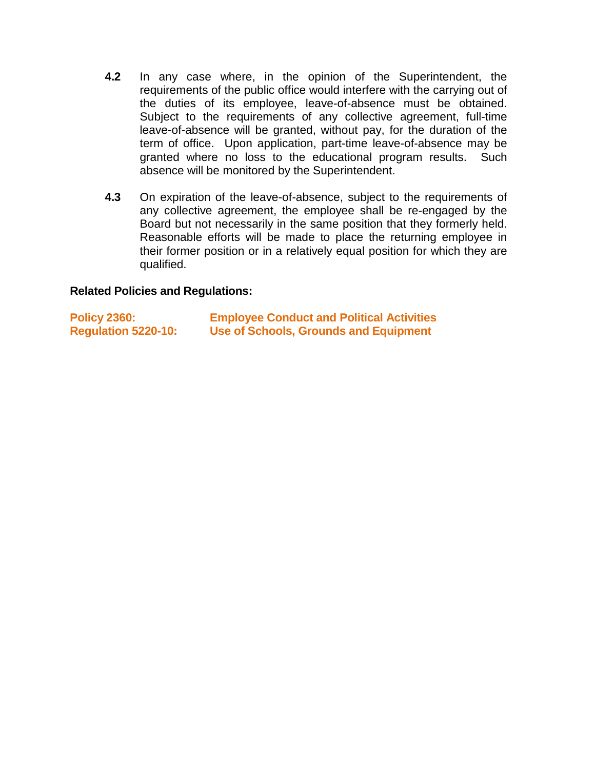**4.2** In any case where, in the opinion of the Superintendent, the requirements of the public office would interfere with the carrying out of the duties of its employee, leave-of-absence must be obtained. Subject to the requirements of any collective agreement, full-time leave-of-absence will be granted, without pay, for the duration of the term of office. Upon application, part-time leave-of-absence may be granted where no loss to the educational program results. Such absence will be monitored by the Superintendent.

**4.3** On expiration of the leave-of-absence, subject to the requirements of any collective agreement, the employee shall be re-engaged by the Board but not necessarily in the same position that they formerly held. Reasonable efforts will be made to place the returning employee in their former position or in a relatively equal position for which they are qualified.

**Related Policies and Regulations:**

| | |
|---|---|
| **Policy 2360:** | **Employee Conduct and Political Activities** |
| **Regulation 5220-10:** | **Use of Schools, Grounds and Equipment** |